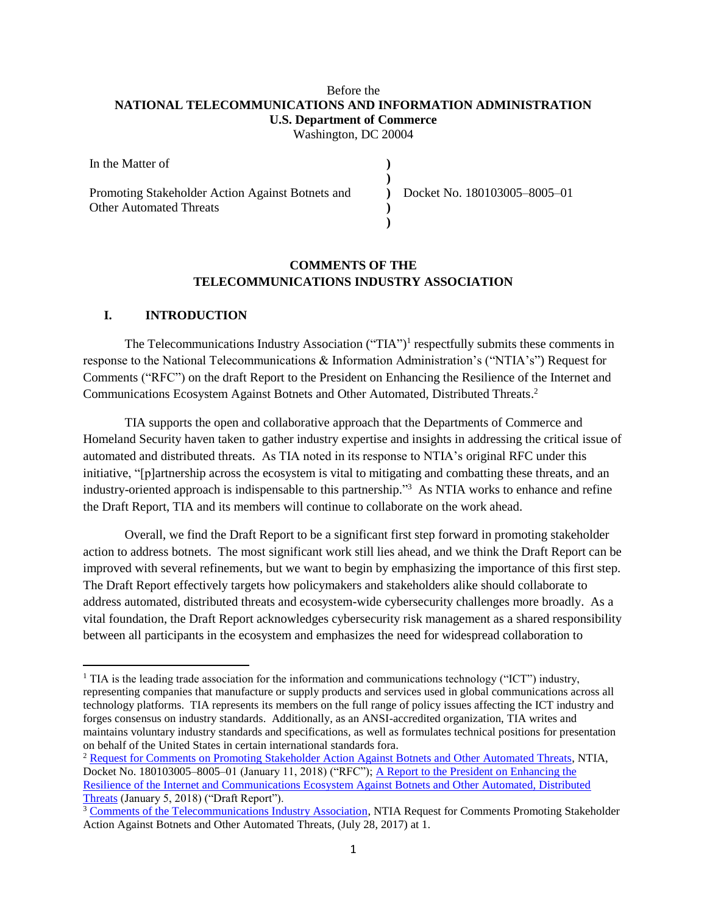Before the
**NATIONAL TELECOMMUNICATIONS AND INFORMATION ADMINISTRATION**
**U.S. Department of Commerce**
Washington, DC 20004

| | | |
|---|---|---|
| In the Matter of | ) | |
| | ) | |
| Promoting Stakeholder Action Against Botnets and Other Automated Threats | ) | Docket No. 180103005–8005–01 |
| | ) | |
| | ) | |

**COMMENTS OF THE TELECOMMUNICATIONS INDUSTRY ASSOCIATION**

## I. INTRODUCTION

The Telecommunications Industry Association ("TIA")[1] respectfully submits these comments in response to the National Telecommunications & Information Administration's ("NTIA's") Request for Comments ("RFC") on the draft Report to the President on Enhancing the Resilience of the Internet and Communications Ecosystem Against Botnets and Other Automated, Distributed Threats.[2]

TIA supports the open and collaborative approach that the Departments of Commerce and Homeland Security haven taken to gather industry expertise and insights in addressing the critical issue of automated and distributed threats. As TIA noted in its response to NTIA's original RFC under this initiative, "[p]artnership across the ecosystem is vital to mitigating and combatting these threats, and an industry-oriented approach is indispensable to this partnership."[3] As NTIA works to enhance and refine the Draft Report, TIA and its members will continue to collaborate on the work ahead.

Overall, we find the Draft Report to be a significant first step forward in promoting stakeholder action to address botnets. The most significant work still lies ahead, and we think the Draft Report can be improved with several refinements, but we want to begin by emphasizing the importance of this first step. The Draft Report effectively targets how policymakers and stakeholders alike should collaborate to address automated, distributed threats and ecosystem-wide cybersecurity challenges more broadly. As a vital foundation, the Draft Report acknowledges cybersecurity risk management as a shared responsibility between all participants in the ecosystem and emphasizes the need for widespread collaboration to

---

[1] TIA is the leading trade association for the information and communications technology ("ICT") industry, representing companies that manufacture or supply products and services used in global communications across all technology platforms. TIA represents its members on the full range of policy issues affecting the ICT industry and forges consensus on industry standards. Additionally, as an ANSI-accredited organization, TIA writes and maintains voluntary industry standards and specifications, as well as formulates technical positions for presentation on behalf of the United States in certain international standards fora.

[2] Request for Comments on Promoting Stakeholder Action Against Botnets and Other Automated Threats, NTIA, Docket No. 180103005–8005–01 (January 11, 2018) ("RFC"); A Report to the President on Enhancing the Resilience of the Internet and Communications Ecosystem Against Botnets and Other Automated, Distributed Threats (January 5, 2018) ("Draft Report").

[3] Comments of the Telecommunications Industry Association, NTIA Request for Comments Promoting Stakeholder Action Against Botnets and Other Automated Threats, (July 28, 2017) at 1.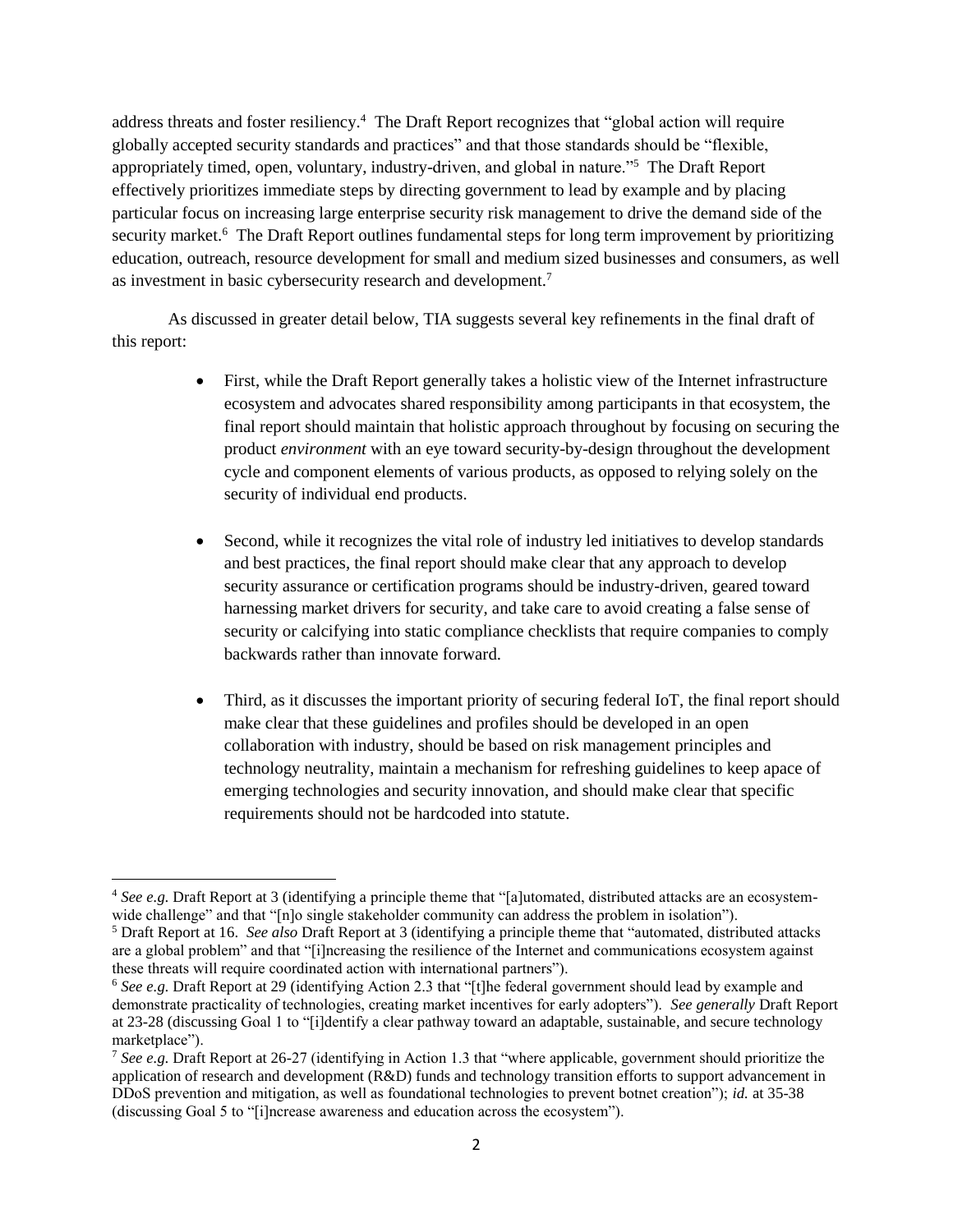address threats and foster resiliency.[4] The Draft Report recognizes that "global action will require globally accepted security standards and practices" and that those standards should be "flexible, appropriately timed, open, voluntary, industry-driven, and global in nature."[5] The Draft Report effectively prioritizes immediate steps by directing government to lead by example and by placing particular focus on increasing large enterprise security risk management to drive the demand side of the security market.[6] The Draft Report outlines fundamental steps for long term improvement by prioritizing education, outreach, resource development for small and medium sized businesses and consumers, as well as investment in basic cybersecurity research and development.[7]

As discussed in greater detail below, TIA suggests several key refinements in the final draft of this report:

- First, while the Draft Report generally takes a holistic view of the Internet infrastructure ecosystem and advocates shared responsibility among participants in that ecosystem, the final report should maintain that holistic approach throughout by focusing on securing the product *environment* with an eye toward security-by-design throughout the development cycle and component elements of various products, as opposed to relying solely on the security of individual end products.

- Second, while it recognizes the vital role of industry led initiatives to develop standards and best practices, the final report should make clear that any approach to develop security assurance or certification programs should be industry-driven, geared toward harnessing market drivers for security, and take care to avoid creating a false sense of security or calcifying into static compliance checklists that require companies to comply backwards rather than innovate forward.

- Third, as it discusses the important priority of securing federal IoT, the final report should make clear that these guidelines and profiles should be developed in an open collaboration with industry, should be based on risk management principles and technology neutrality, maintain a mechanism for refreshing guidelines to keep apace of emerging technologies and security innovation, and should make clear that specific requirements should not be hardcoded into statute.

---

[4] *See e.g.* Draft Report at 3 (identifying a principle theme that "[a]utomated, distributed attacks are an ecosystem-wide challenge" and that "[n]o single stakeholder community can address the problem in isolation").

[5] Draft Report at 16. *See also* Draft Report at 3 (identifying a principle theme that "automated, distributed attacks are a global problem" and that "[i]ncreasing the resilience of the Internet and communications ecosystem against these threats will require coordinated action with international partners").

[6] *See e.g.* Draft Report at 29 (identifying Action 2.3 that "[t]he federal government should lead by example and demonstrate practicality of technologies, creating market incentives for early adopters"). *See generally* Draft Report at 23-28 (discussing Goal 1 to "[i]dentify a clear pathway toward an adaptable, sustainable, and secure technology marketplace").

[7] *See e.g.* Draft Report at 26-27 (identifying in Action 1.3 that "where applicable, government should prioritize the application of research and development (R&D) funds and technology transition efforts to support advancement in DDoS prevention and mitigation, as well as foundational technologies to prevent botnet creation"); *id.* at 35-38 (discussing Goal 5 to "[i]ncrease awareness and education across the ecosystem").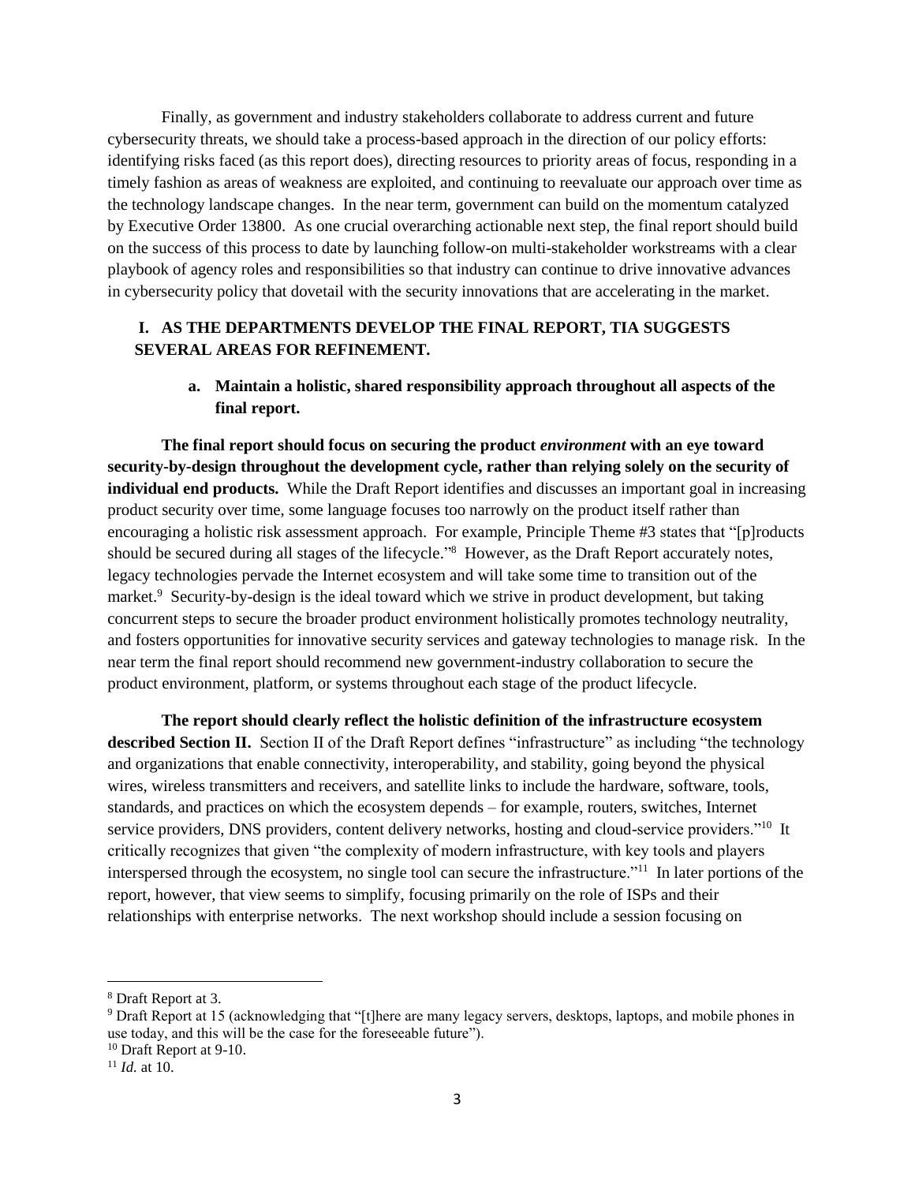Finally, as government and industry stakeholders collaborate to address current and future cybersecurity threats, we should take a process-based approach in the direction of our policy efforts: identifying risks faced (as this report does), directing resources to priority areas of focus, responding in a timely fashion as areas of weakness are exploited, and continuing to reevaluate our approach over time as the technology landscape changes. In the near term, government can build on the momentum catalyzed by Executive Order 13800. As one crucial overarching actionable next step, the final report should build on the success of this process to date by launching follow-on multi-stakeholder workstreams with a clear playbook of agency roles and responsibilities so that industry can continue to drive innovative advances in cybersecurity policy that dovetail with the security innovations that are accelerating in the market.

## I. AS THE DEPARTMENTS DEVELOP THE FINAL REPORT, TIA SUGGESTS SEVERAL AREAS FOR REFINEMENT.

### a. Maintain a holistic, shared responsibility approach throughout all aspects of the final report.

**The final report should focus on securing the product *environment* with an eye toward security-by-design throughout the development cycle, rather than relying solely on the security of individual end products.** While the Draft Report identifies and discusses an important goal in increasing product security over time, some language focuses too narrowly on the product itself rather than encouraging a holistic risk assessment approach. For example, Principle Theme #3 states that "[p]roducts should be secured during all stages of the lifecycle."[8] However, as the Draft Report accurately notes, legacy technologies pervade the Internet ecosystem and will take some time to transition out of the market.[9] Security-by-design is the ideal toward which we strive in product development, but taking concurrent steps to secure the broader product environment holistically promotes technology neutrality, and fosters opportunities for innovative security services and gateway technologies to manage risk. In the near term the final report should recommend new government-industry collaboration to secure the product environment, platform, or systems throughout each stage of the product lifecycle.

**The report should clearly reflect the holistic definition of the infrastructure ecosystem described Section II.** Section II of the Draft Report defines "infrastructure" as including "the technology and organizations that enable connectivity, interoperability, and stability, going beyond the physical wires, wireless transmitters and receivers, and satellite links to include the hardware, software, tools, standards, and practices on which the ecosystem depends – for example, routers, switches, Internet service providers, DNS providers, content delivery networks, hosting and cloud-service providers."[10] It critically recognizes that given "the complexity of modern infrastructure, with key tools and players interspersed through the ecosystem, no single tool can secure the infrastructure."[11] In later portions of the report, however, that view seems to simplify, focusing primarily on the role of ISPs and their relationships with enterprise networks. The next workshop should include a session focusing on

---

[8] Draft Report at 3.

[9] Draft Report at 15 (acknowledging that "[t]here are many legacy servers, desktops, laptops, and mobile phones in use today, and this will be the case for the foreseeable future").

[10] Draft Report at 9-10.

[11] *Id.* at 10.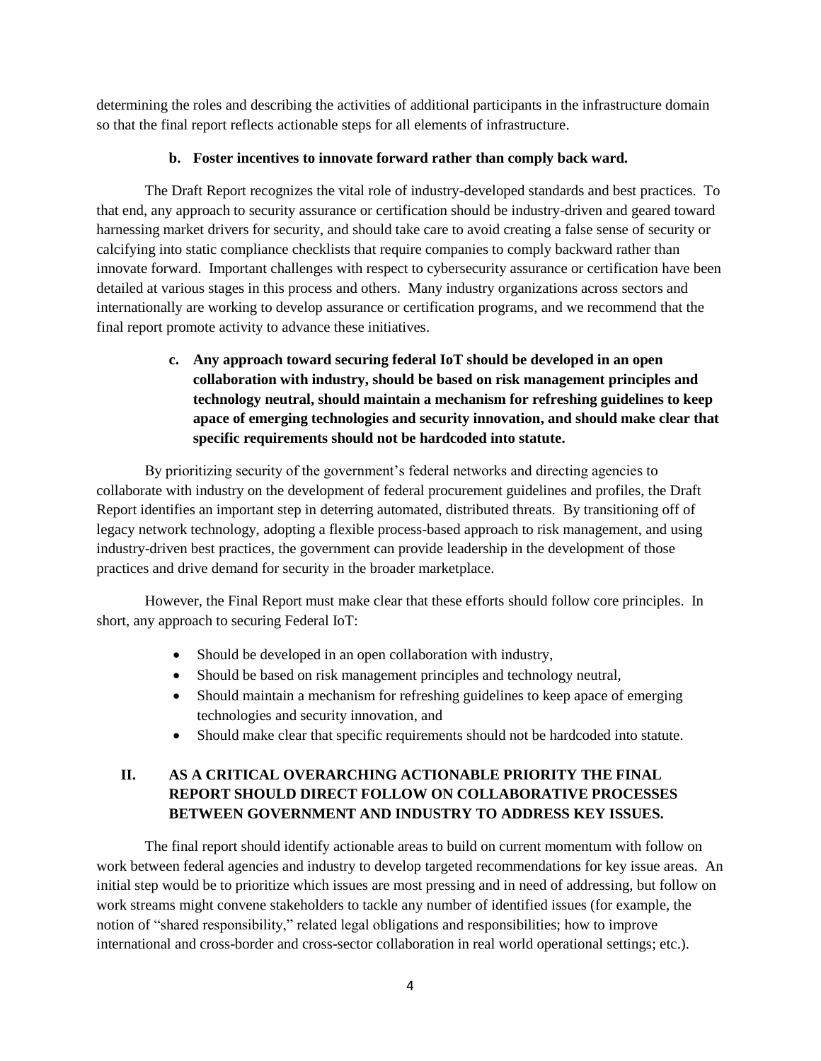determining the roles and describing the activities of additional participants in the infrastructure domain so that the final report reflects actionable steps for all elements of infrastructure.

**b. Foster incentives to innovate forward rather than comply back ward.**

The Draft Report recognizes the vital role of industry-developed standards and best practices. To that end, any approach to security assurance or certification should be industry-driven and geared toward harnessing market drivers for security, and should take care to avoid creating a false sense of security or calcifying into static compliance checklists that require companies to comply backward rather than innovate forward. Important challenges with respect to cybersecurity assurance or certification have been detailed at various stages in this process and others. Many industry organizations across sectors and internationally are working to develop assurance or certification programs, and we recommend that the final report promote activity to advance these initiatives.

**c. Any approach toward securing federal IoT should be developed in an open collaboration with industry, should be based on risk management principles and technology neutral, should maintain a mechanism for refreshing guidelines to keep apace of emerging technologies and security innovation, and should make clear that specific requirements should not be hardcoded into statute.**

By prioritizing security of the government's federal networks and directing agencies to collaborate with industry on the development of federal procurement guidelines and profiles, the Draft Report identifies an important step in deterring automated, distributed threats. By transitioning off of legacy network technology, adopting a flexible process-based approach to risk management, and using industry-driven best practices, the government can provide leadership in the development of those practices and drive demand for security in the broader marketplace.

However, the Final Report must make clear that these efforts should follow core principles. In short, any approach to securing Federal IoT:

- Should be developed in an open collaboration with industry,
- Should be based on risk management principles and technology neutral,
- Should maintain a mechanism for refreshing guidelines to keep apace of emerging technologies and security innovation, and
- Should make clear that specific requirements should not be hardcoded into statute.

## II. AS A CRITICAL OVERARCHING ACTIONABLE PRIORITY THE FINAL REPORT SHOULD DIRECT FOLLOW ON COLLABORATIVE PROCESSES BETWEEN GOVERNMENT AND INDUSTRY TO ADDRESS KEY ISSUES.

The final report should identify actionable areas to build on current momentum with follow on work between federal agencies and industry to develop targeted recommendations for key issue areas. An initial step would be to prioritize which issues are most pressing and in need of addressing, but follow on work streams might convene stakeholders to tackle any number of identified issues (for example, the notion of "shared responsibility," related legal obligations and responsibilities; how to improve international and cross-border and cross-sector collaboration in real world operational settings; etc.).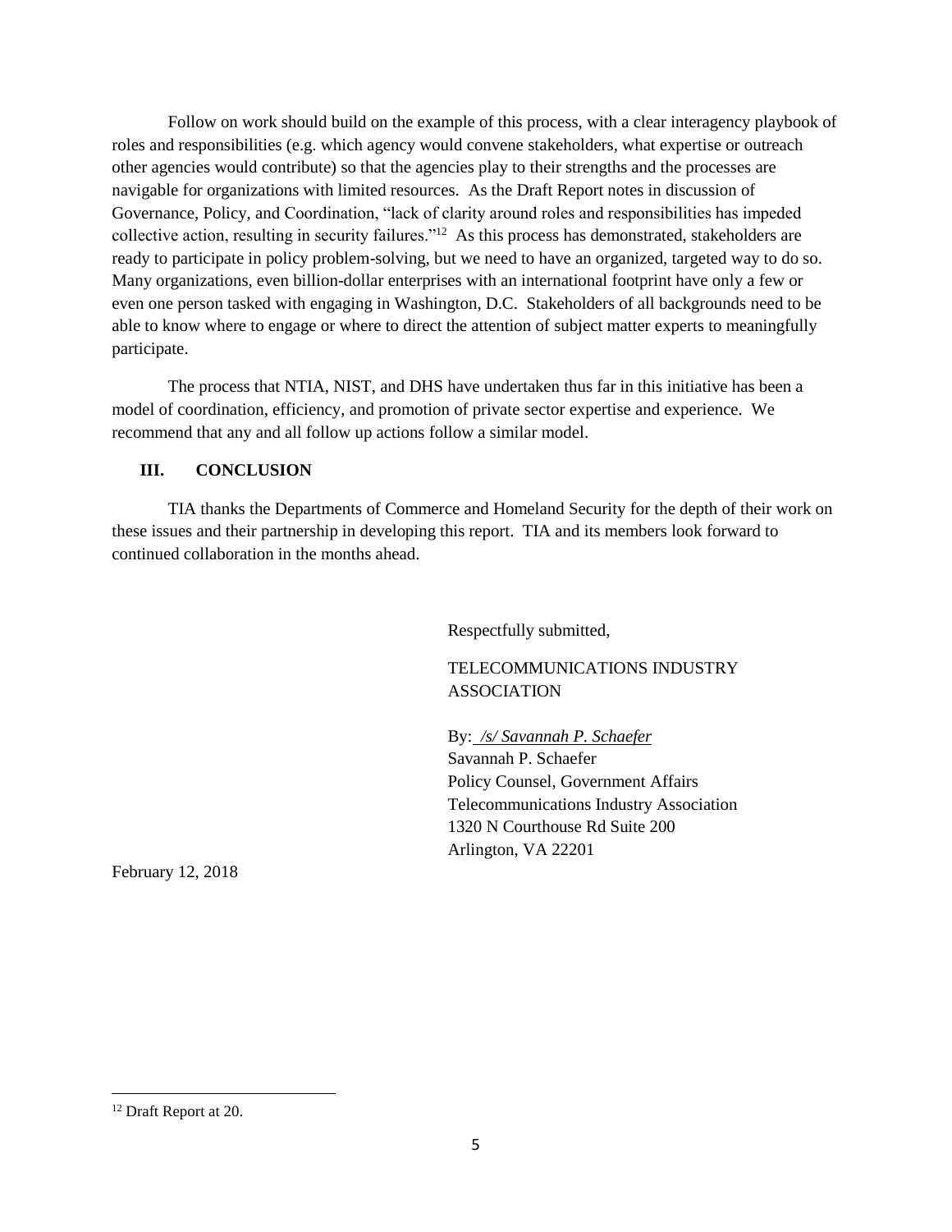Follow on work should build on the example of this process, with a clear interagency playbook of roles and responsibilities (e.g. which agency would convene stakeholders, what expertise or outreach other agencies would contribute) so that the agencies play to their strengths and the processes are navigable for organizations with limited resources. As the Draft Report notes in discussion of Governance, Policy, and Coordination, "lack of clarity around roles and responsibilities has impeded collective action, resulting in security failures."[12] As this process has demonstrated, stakeholders are ready to participate in policy problem-solving, but we need to have an organized, targeted way to do so. Many organizations, even billion-dollar enterprises with an international footprint have only a few or even one person tasked with engaging in Washington, D.C. Stakeholders of all backgrounds need to be able to know where to engage or where to direct the attention of subject matter experts to meaningfully participate.

The process that NTIA, NIST, and DHS have undertaken thus far in this initiative has been a model of coordination, efficiency, and promotion of private sector expertise and experience. We recommend that any and all follow up actions follow a similar model.

## III. CONCLUSION

TIA thanks the Departments of Commerce and Homeland Security for the depth of their work on these issues and their partnership in developing this report. TIA and its members look forward to continued collaboration in the months ahead.

Respectfully submitted,

TELECOMMUNICATIONS INDUSTRY ASSOCIATION

By: */s/ Savannah P. Schaefer*
Savannah P. Schaefer
Policy Counsel, Government Affairs
Telecommunications Industry Association
1320 N Courthouse Rd Suite 200
Arlington, VA 22201

February 12, 2018

[12] Draft Report at 20.